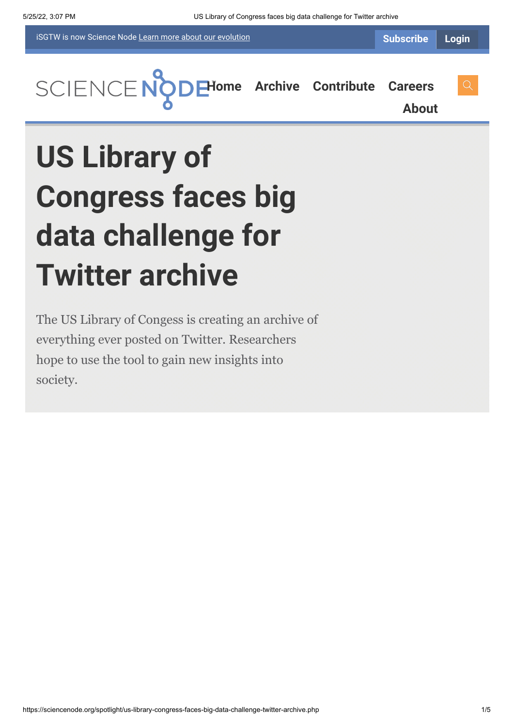iSGTW is now Science Node Learn more about our evolution

Subscribe Login

SCIENCE NODE

Home Archive Contribute Careers About

# US Library of Congress faces big data challenge for Twitter archive

The US Library of Congress is creating an archive of everything ever posted on Twitter. Researchers hope to use the tool to gain new insights into society.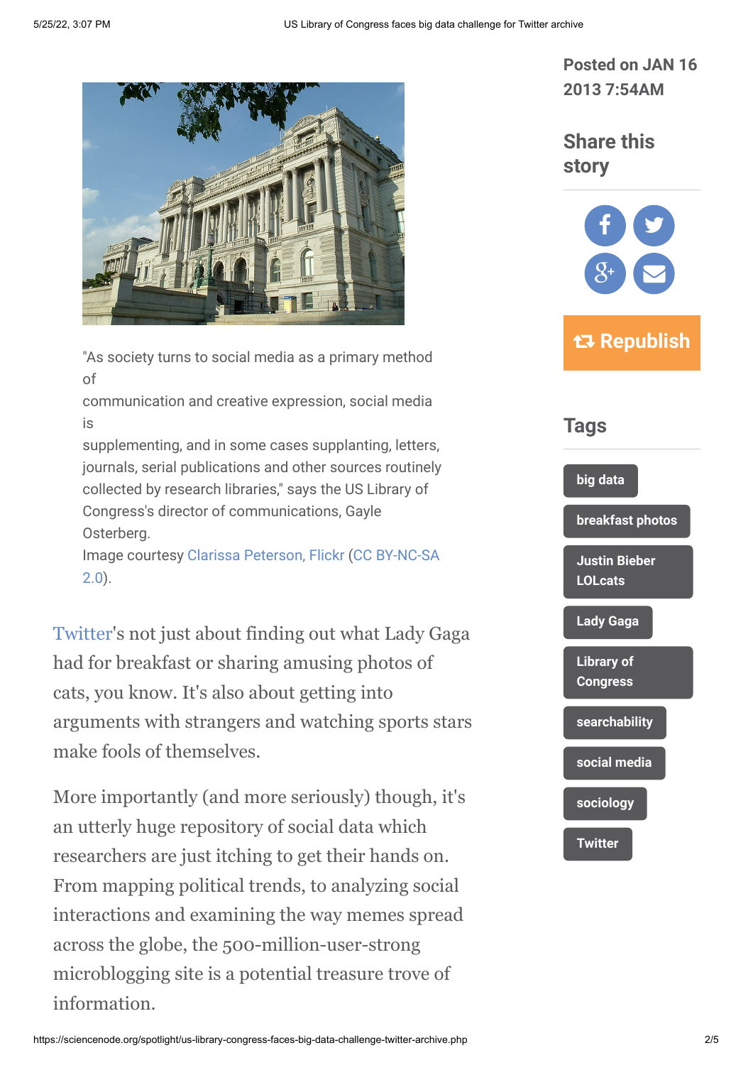"As society turns to social media as a primary method of communication and creative expression, social media is supplementing, and in some cases supplanting, letters, journals, serial publications and other sources routinely collected by research libraries," says the US Library of Congress's director of communications, Gayle Osterberg.
Image courtesy Clarissa Peterson, Flickr (CC BY-NC-SA 2.0).

Twitter's not just about finding out what Lady Gaga had for breakfast or sharing amusing photos of cats, you know. It's also about getting into arguments with strangers and watching sports stars make fools of themselves.

More importantly (and more seriously) though, it's an utterly huge repository of social data which researchers are just itching to get their hands on. From mapping political trends, to analyzing social interactions and examining the way memes spread across the globe, the 500-million-user-strong microblogging site is a potential treasure trove of information.

**Posted on JAN 16 2013 7:54AM**

## Share this story

Republish

## Tags

- big data
- breakfast photos
- Justin Bieber LOLcats
- Lady Gaga
- Library of Congress
- searchability
- social media
- sociology
- Twitter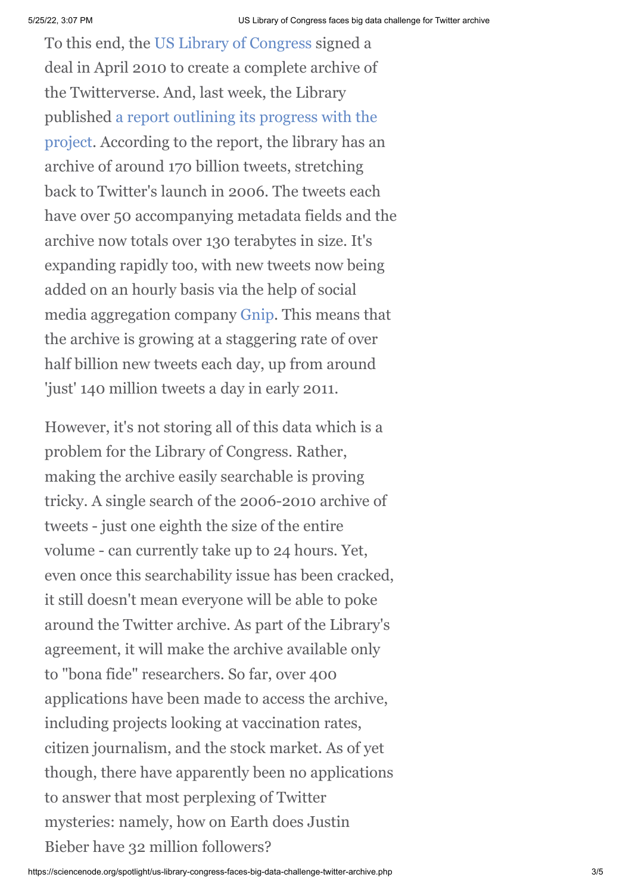To this end, the US Library of Congress signed a deal in April 2010 to create a complete archive of the Twitterverse. And, last week, the Library published a report outlining its progress with the project. According to the report, the library has an archive of around 170 billion tweets, stretching back to Twitter's launch in 2006. The tweets each have over 50 accompanying metadata fields and the archive now totals over 130 terabytes in size. It's expanding rapidly too, with new tweets now being added on an hourly basis via the help of social media aggregation company Gnip. This means that the archive is growing at a staggering rate of over half billion new tweets each day, up from around 'just' 140 million tweets a day in early 2011.

However, it's not storing all of this data which is a problem for the Library of Congress. Rather, making the archive easily searchable is proving tricky. A single search of the 2006-2010 archive of tweets - just one eighth the size of the entire volume - can currently take up to 24 hours. Yet, even once this searchability issue has been cracked, it still doesn't mean everyone will be able to poke around the Twitter archive. As part of the Library's agreement, it will make the archive available only to "bona fide" researchers. So far, over 400 applications have been made to access the archive, including projects looking at vaccination rates, citizen journalism, and the stock market. As of yet though, there have apparently been no applications to answer that most perplexing of Twitter mysteries: namely, how on Earth does Justin Bieber have 32 million followers?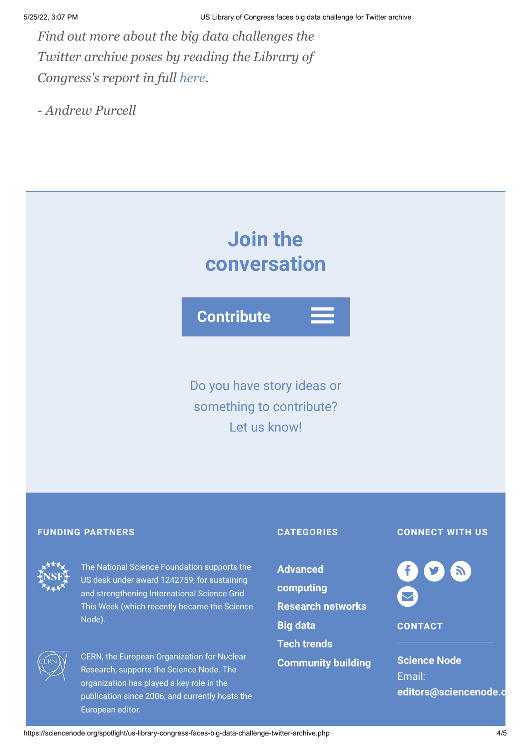*Find out more about the big data challenges the Twitter archive poses by reading the Library of Congress's report in full here.*

*- Andrew Purcell*

## Join the conversation

**Contribute**

Do you have story ideas or something to contribute? Let us know!

**FUNDING PARTNERS**

The National Science Foundation supports the US desk under award 1242759, for sustaining and strengthening International Science Grid This Week (which recently became the Science Node).

CERN, the European Organization for Nuclear Research, supports the Science Node. The organization has played a key role in the publication since 2006, and currently hosts the European editor.

**CATEGORIES**

- **Advanced computing**
- **Research networks**
- **Big data**
- **Tech trends**
- **Community building**

**CONNECT WITH US**

**CONTACT**

**Science Node**
Email:
**editors@sciencenode.o**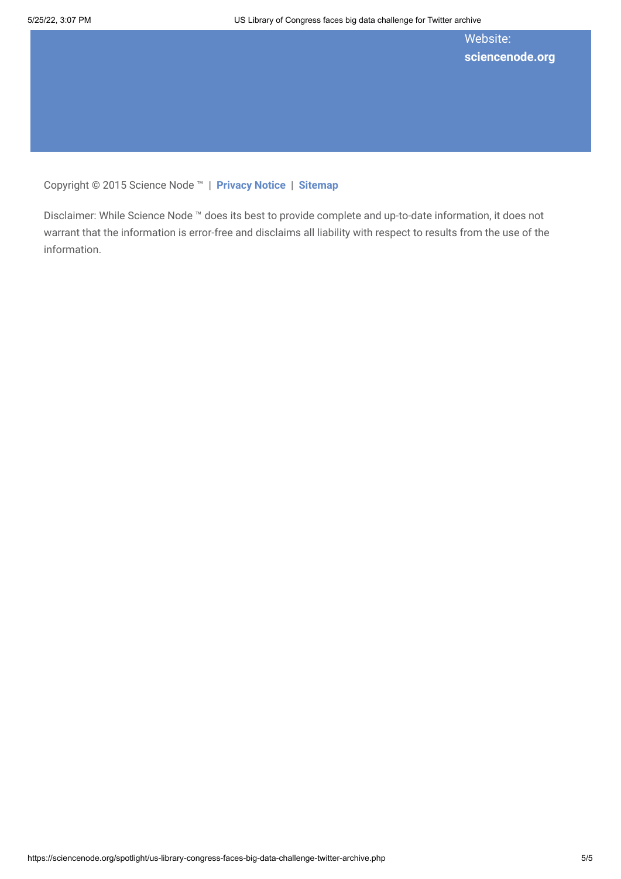Website:
**sciencenode.org**

Copyright © 2015 Science Node ™ | **Privacy Notice** | **Sitemap**

Disclaimer: While Science Node ™ does its best to provide complete and up-to-date information, it does not warrant that the information is error-free and disclaims all liability with respect to results from the use of the information.